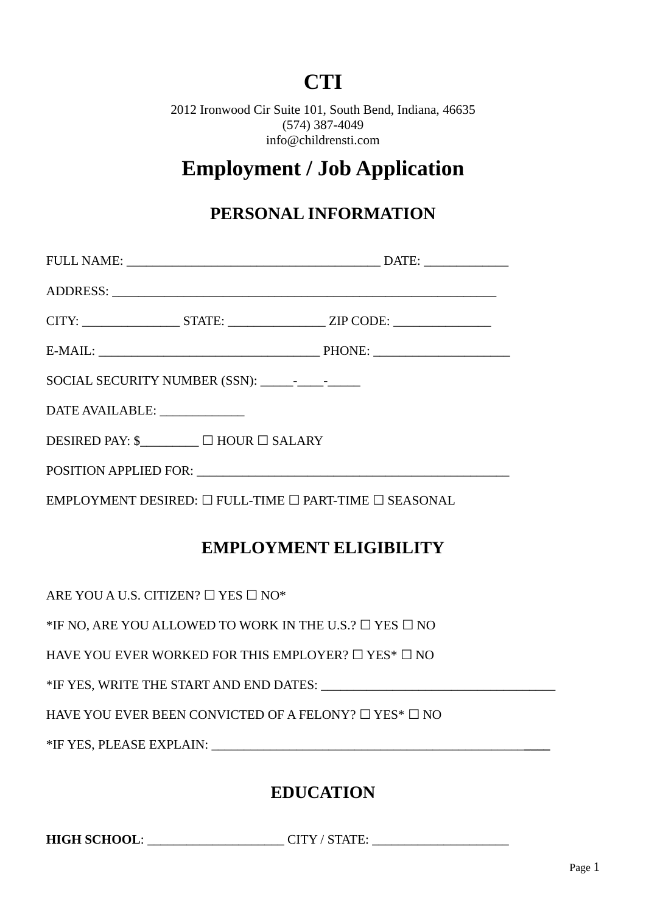# CTI

2012 Ironwood Cir Suite 101, South Bend, Indiana, 46635
(574) 387-4049
info@childrensti.com

# Employment / Job Application

## PERSONAL INFORMATION

FULL NAME: _______________________________________ DATE: _____________

ADDRESS: ____________________________________________________________

CITY: _______________ STATE: _______________ ZIP CODE: _______________

E-MAIL: __________________________________ PHONE: _____________________

SOCIAL SECURITY NUMBER (SSN): _____-____-_____

DATE AVAILABLE: _____________

DESIRED PAY: $_________ ☐ HOUR ☐ SALARY

POSITION APPLIED FOR: ________________________________________________

EMPLOYMENT DESIRED: ☐ FULL-TIME ☐ PART-TIME ☐ SEASONAL

## EMPLOYMENT ELIGIBILITY

ARE YOU A U.S. CITIZEN? ☐ YES ☐ NO*

*IF NO, ARE YOU ALLOWED TO WORK IN THE U.S.? ☐ YES ☐ NO

HAVE YOU EVER WORKED FOR THIS EMPLOYER? ☐ YES* ☐ NO

*IF YES, WRITE THE START AND END DATES: ____________________________________

HAVE YOU EVER BEEN CONVICTED OF A FELONY? ☐ YES* ☐ NO

*IF YES, PLEASE EXPLAIN: ____________________________________________________

## EDUCATION

**HIGH SCHOOL**: _____________________ CITY / STATE: _____________________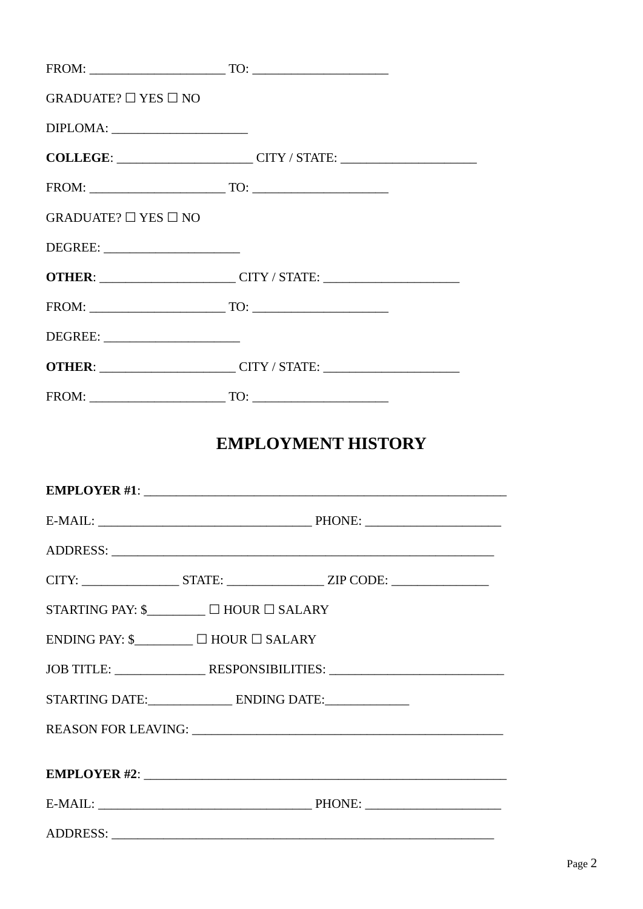FROM: _____________________ TO: _____________________

GRADUATE? ☐ YES ☐ NO

DIPLOMA: _____________________

**COLLEGE**: _____________________ CITY / STATE: _____________________

FROM: _____________________ TO: _____________________

GRADUATE? ☐ YES ☐ NO

DEGREE: _____________________

**OTHER**: _____________________ CITY / STATE: _____________________

FROM: _____________________ TO: _____________________

DEGREE: _____________________

**OTHER**: _____________________ CITY / STATE: _____________________

FROM: _____________________ TO: _____________________

## EMPLOYMENT HISTORY

**EMPLOYER #1**: _________________________________________________________

E-MAIL: _________________________________ PHONE: _____________________

ADDRESS: ____________________________________________________________

CITY: _______________ STATE: _______________ ZIP CODE: _______________

STARTING PAY: $_________ ☐ HOUR ☐ SALARY

ENDING PAY: $_________ ☐ HOUR ☐ SALARY

JOB TITLE: ______________ RESPONSIBILITIES: ___________________________

STARTING DATE:_____________ ENDING DATE:_____________

REASON FOR LEAVING: _______________________________________________

**EMPLOYER #2**: _________________________________________________________

E-MAIL: _________________________________ PHONE: _____________________

ADDRESS: ____________________________________________________________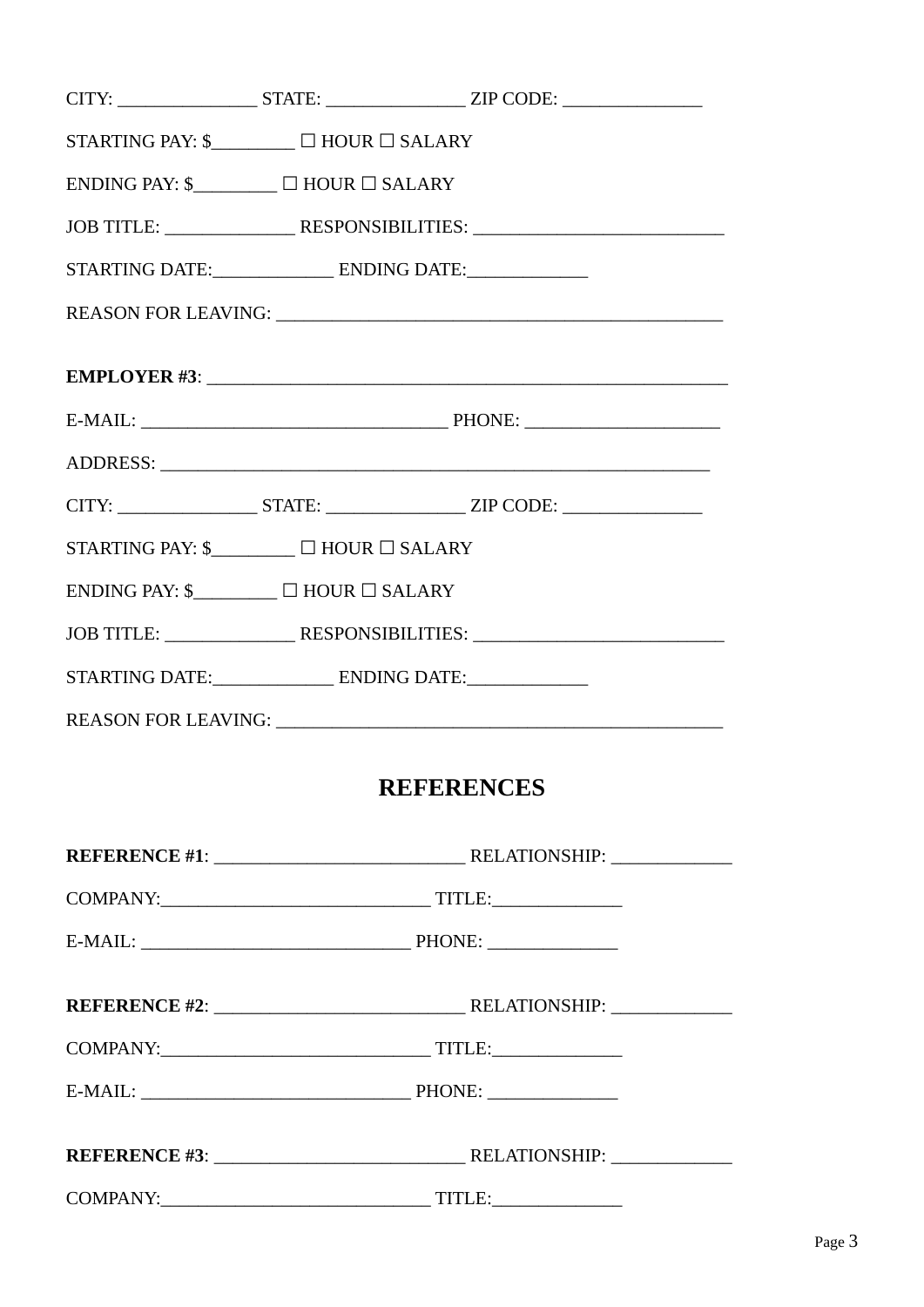CITY: _______________ STATE: _______________ ZIP CODE: _______________

STARTING PAY: $_________ ☐ HOUR ☐ SALARY

ENDING PAY: $_________ ☐ HOUR ☐ SALARY

JOB TITLE: ______________ RESPONSIBILITIES: ___________________________

STARTING DATE:_____________ ENDING DATE:_____________

REASON FOR LEAVING: _________________________________________________

**EMPLOYER #3**: _________________________________________________________

E-MAIL: _________________________________ PHONE: _____________________

ADDRESS: ____________________________________________________________

CITY: _______________ STATE: _______________ ZIP CODE: _______________

STARTING PAY: $_________ ☐ HOUR ☐ SALARY

ENDING PAY: $_________ ☐ HOUR ☐ SALARY

JOB TITLE: ______________ RESPONSIBILITIES: ___________________________

STARTING DATE:_____________ ENDING DATE:_____________

REASON FOR LEAVING: _________________________________________________

## REFERENCES

**REFERENCE #1**: ___________________________ RELATIONSHIP: _____________

COMPANY:_____________________________ TITLE:______________

E-MAIL: _____________________________ PHONE: ______________

**REFERENCE #2**: ___________________________ RELATIONSHIP: _____________

COMPANY:_____________________________ TITLE:______________

E-MAIL: _____________________________ PHONE: ______________

**REFERENCE #3**: ___________________________ RELATIONSHIP: _____________

COMPANY:_____________________________ TITLE:______________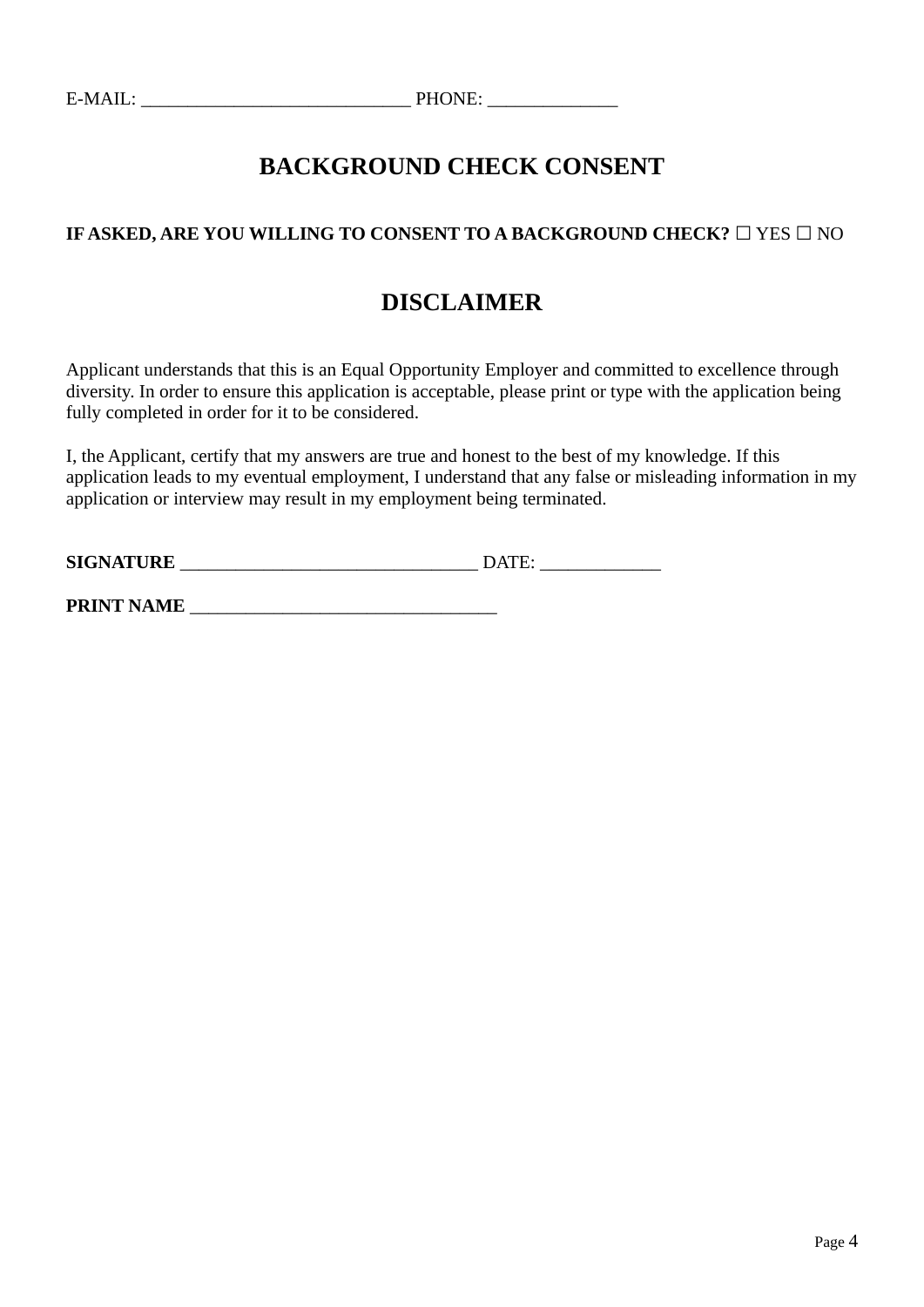E-MAIL: _____________________________ PHONE: ______________

## BACKGROUND CHECK CONSENT

**IF ASKED, ARE YOU WILLING TO CONSENT TO A BACKGROUND CHECK?** ☐ YES ☐ NO

## DISCLAIMER

Applicant understands that this is an Equal Opportunity Employer and committed to excellence through diversity. In order to ensure this application is acceptable, please print or type with the application being fully completed in order for it to be considered.

I, the Applicant, certify that my answers are true and honest to the best of my knowledge. If this application leads to my eventual employment, I understand that any false or misleading information in my application or interview may result in my employment being terminated.

**SIGNATURE** ________________________________ DATE: _____________

**PRINT NAME** _________________________________